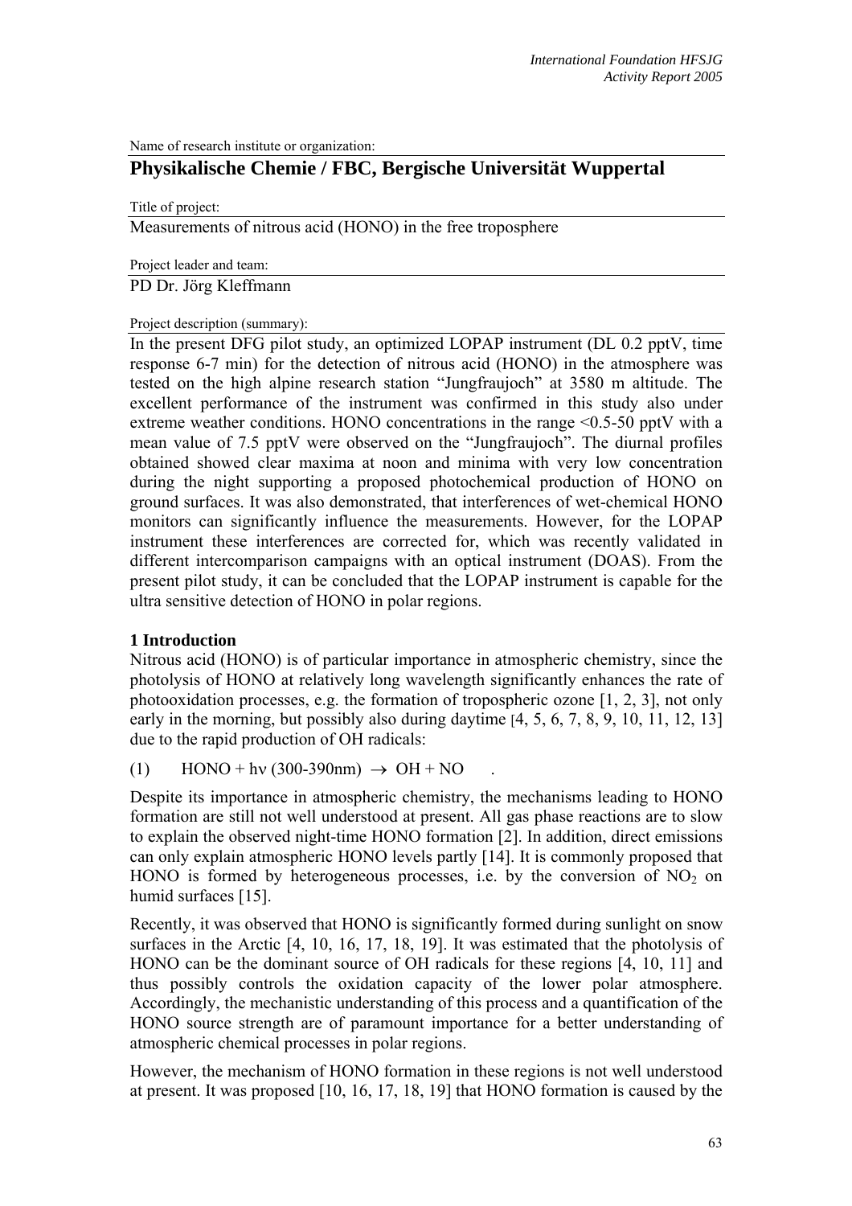Name of research institute or organization:

# Physikalische Chemie / FBC, Bergische Universität Wuppertal

Title of project:

Measurements of nitrous acid (HONO) in the free troposphere

Project leader and team:

PD Dr. Jörg Kleffmann

Project description (summary):

In the present DFG pilot study, an optimized LOPAP instrument (DL 0.2 pptV, time response 6-7 min) for the detection of nitrous acid (HONO) in the atmosphere was tested on the high alpine research station "Jungfraujoch" at 3580 m altitude. The excellent performance of the instrument was confirmed in this study also under extreme weather conditions. HONO concentrations in the range <0.5-50 pptV with a mean value of 7.5 pptV were observed on the "Jungfraujoch". The diurnal profiles obtained showed clear maxima at noon and minima with very low concentration during the night supporting a proposed photochemical production of HONO on ground surfaces. It was also demonstrated, that interferences of wet-chemical HONO monitors can significantly influence the measurements. However, for the LOPAP instrument these interferences are corrected for, which was recently validated in different intercomparison campaigns with an optical instrument (DOAS). From the present pilot study, it can be concluded that the LOPAP instrument is capable for the ultra sensitive detection of HONO in polar regions.

## 1 Introduction

Nitrous acid (HONO) is of particular importance in atmospheric chemistry, since the photolysis of HONO at relatively long wavelength significantly enhances the rate of photooxidation processes, e.g. the formation of tropospheric ozone [1, 2, 3], not only early in the morning, but possibly also during daytime [4, 5, 6, 7, 8, 9, 10, 11, 12, 13] due to the rapid production of OH radicals:

$$\text{(1)} \qquad HONO + h\nu \, (300\text{-}390nm) \rightarrow OH + NO \quad .$$

Despite its importance in atmospheric chemistry, the mechanisms leading to HONO formation are still not well understood at present. All gas phase reactions are to slow to explain the observed night-time HONO formation [2]. In addition, direct emissions can only explain atmospheric HONO levels partly [14]. It is commonly proposed that HONO is formed by heterogeneous processes, i.e. by the conversion of $NO_2$ on humid surfaces [15].

Recently, it was observed that HONO is significantly formed during sunlight on snow surfaces in the Arctic [4, 10, 16, 17, 18, 19]. It was estimated that the photolysis of HONO can be the dominant source of OH radicals for these regions [4, 10, 11] and thus possibly controls the oxidation capacity of the lower polar atmosphere. Accordingly, the mechanistic understanding of this process and a quantification of the HONO source strength are of paramount importance for a better understanding of atmospheric chemical processes in polar regions.

However, the mechanism of HONO formation in these regions is not well understood at present. It was proposed [10, 16, 17, 18, 19] that HONO formation is caused by the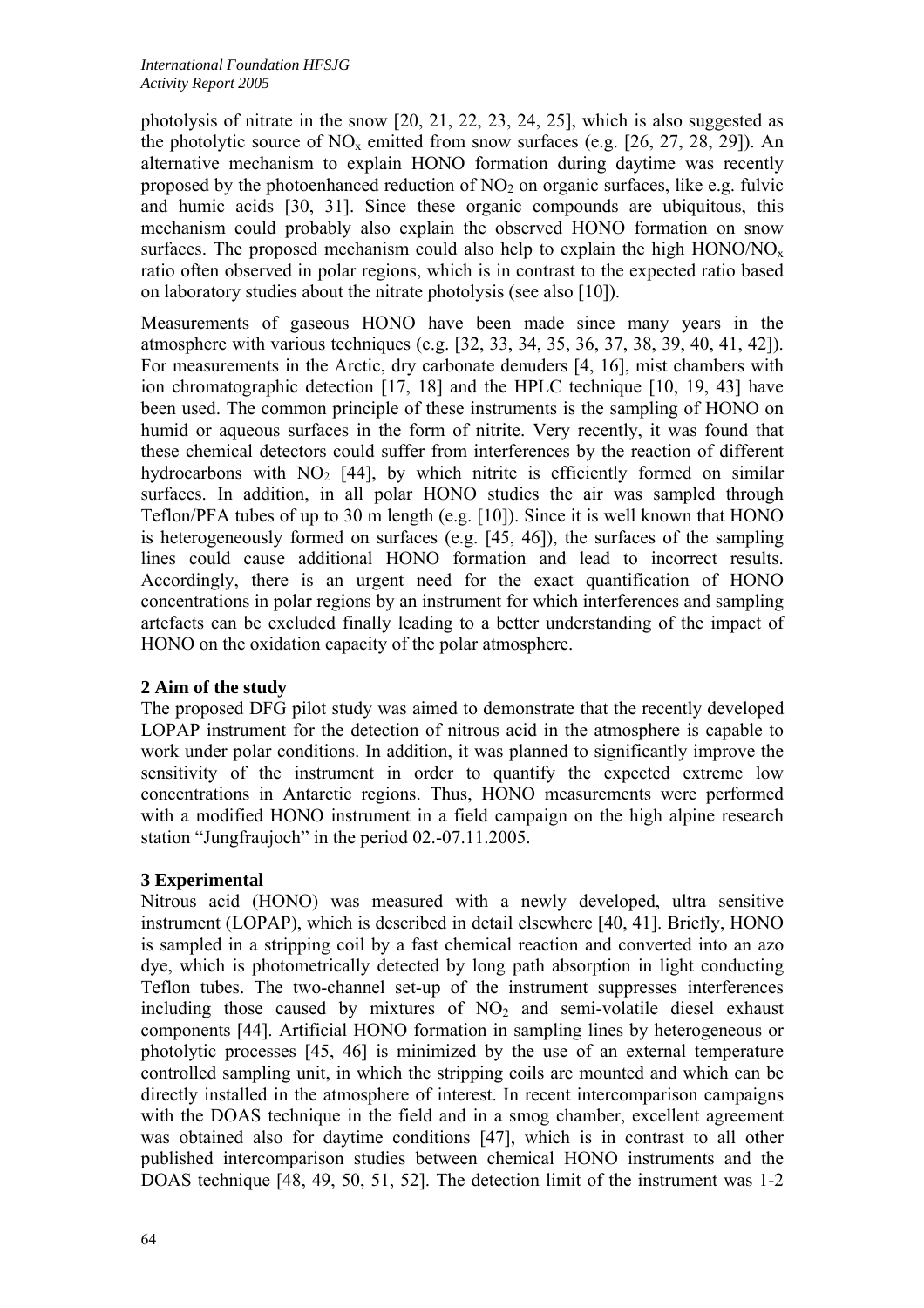photolysis of nitrate in the snow [20, 21, 22, 23, 24, 25], which is also suggested as the photolytic source of $NO_x$ emitted from snow surfaces (e.g. [26, 27, 28, 29]). An alternative mechanism to explain HONO formation during daytime was recently proposed by the photoenhanced reduction of $NO_2$ on organic surfaces, like e.g. fulvic and humic acids [30, 31]. Since these organic compounds are ubiquitous, this mechanism could probably also explain the observed HONO formation on snow surfaces. The proposed mechanism could also help to explain the high HONO/$NO_x$ ratio often observed in polar regions, which is in contrast to the expected ratio based on laboratory studies about the nitrate photolysis (see also [10]).

Measurements of gaseous HONO have been made since many years in the atmosphere with various techniques (e.g. [32, 33, 34, 35, 36, 37, 38, 39, 40, 41, 42]). For measurements in the Arctic, dry carbonate denuders [4, 16], mist chambers with ion chromatographic detection [17, 18] and the HPLC technique [10, 19, 43] have been used. The common principle of these instruments is the sampling of HONO on humid or aqueous surfaces in the form of nitrite. Very recently, it was found that these chemical detectors could suffer from interferences by the reaction of different hydrocarbons with $NO_2$ [44], by which nitrite is efficiently formed on similar surfaces. In addition, in all polar HONO studies the air was sampled through Teflon/PFA tubes of up to 30 m length (e.g. [10]). Since it is well known that HONO is heterogeneously formed on surfaces (e.g. [45, 46]), the surfaces of the sampling lines could cause additional HONO formation and lead to incorrect results. Accordingly, there is an urgent need for the exact quantification of HONO concentrations in polar regions by an instrument for which interferences and sampling artefacts can be excluded finally leading to a better understanding of the impact of HONO on the oxidation capacity of the polar atmosphere.

## 2 Aim of the study

The proposed DFG pilot study was aimed to demonstrate that the recently developed LOPAP instrument for the detection of nitrous acid in the atmosphere is capable to work under polar conditions. In addition, it was planned to significantly improve the sensitivity of the instrument in order to quantify the expected extreme low concentrations in Antarctic regions. Thus, HONO measurements were performed with a modified HONO instrument in a field campaign on the high alpine research station "Jungfraujoch" in the period 02.-07.11.2005.

## 3 Experimental

Nitrous acid (HONO) was measured with a newly developed, ultra sensitive instrument (LOPAP), which is described in detail elsewhere [40, 41]. Briefly, HONO is sampled in a stripping coil by a fast chemical reaction and converted into an azo dye, which is photometrically detected by long path absorption in light conducting Teflon tubes. The two-channel set-up of the instrument suppresses interferences including those caused by mixtures of $NO_2$ and semi-volatile diesel exhaust components [44]. Artificial HONO formation in sampling lines by heterogeneous or photolytic processes [45, 46] is minimized by the use of an external temperature controlled sampling unit, in which the stripping coils are mounted and which can be directly installed in the atmosphere of interest. In recent intercomparison campaigns with the DOAS technique in the field and in a smog chamber, excellent agreement was obtained also for daytime conditions [47], which is in contrast to all other published intercomparison studies between chemical HONO instruments and the DOAS technique [48, 49, 50, 51, 52]. The detection limit of the instrument was 1-2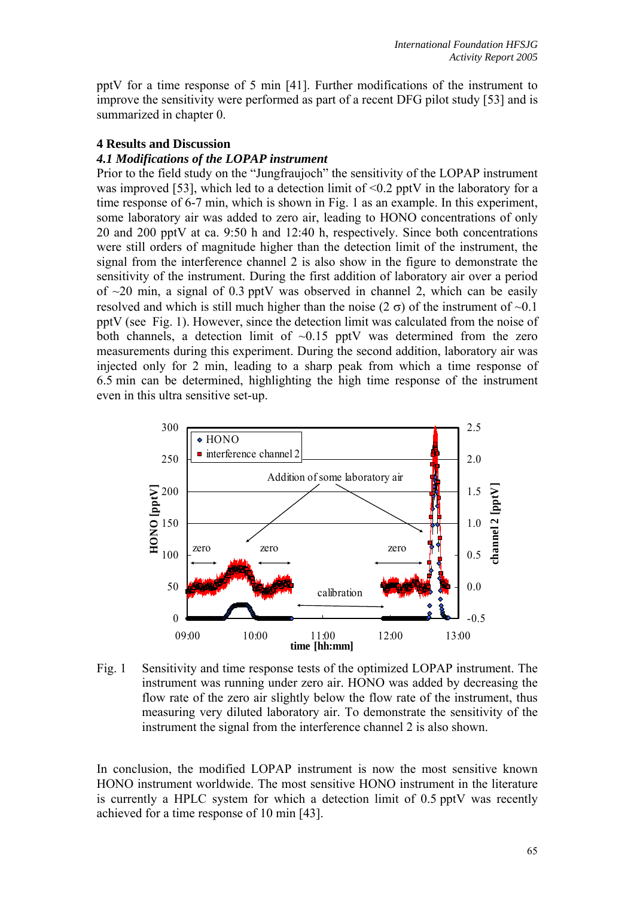pptV for a time response of 5 min [41]. Further modifications of the instrument to improve the sensitivity were performed as part of a recent DFG pilot study [53] and is summarized in chapter 0.

## 4 Results and Discussion

### *4.1 Modifications of the LOPAP instrument*

Prior to the field study on the "Jungfraujoch" the sensitivity of the LOPAP instrument was improved [53], which led to a detection limit of <0.2 pptV in the laboratory for a time response of 6-7 min, which is shown in Fig. 1 as an example. In this experiment, some laboratory air was added to zero air, leading to HONO concentrations of only 20 and 200 pptV at ca. 9:50 h and 12:40 h, respectively. Since both concentrations were still orders of magnitude higher than the detection limit of the instrument, the signal from the interference channel 2 is also show in the figure to demonstrate the sensitivity of the instrument. During the first addition of laboratory air over a period of ~20 min, a signal of 0.3 pptV was observed in channel 2, which can be easily resolved and which is still much higher than the noise (2 $\sigma$) of the instrument of ~0.1 pptV (see Fig. 1). However, since the detection limit was calculated from the noise of both channels, a detection limit of ~0.15 pptV was determined from the zero measurements during this experiment. During the second addition, laboratory air was injected only for 2 min, leading to a sharp peak from which a time response of 6.5 min can be determined, highlighting the high time response of the instrument even in this ultra sensitive set-up.

Fig. 1 Sensitivity and time response tests of the optimized LOPAP instrument. The instrument was running under zero air. HONO was added by decreasing the flow rate of the zero air slightly below the flow rate of the instrument, thus measuring very diluted laboratory air. To demonstrate the sensitivity of the instrument the signal from the interference channel 2 is also shown.

In conclusion, the modified LOPAP instrument is now the most sensitive known HONO instrument worldwide. The most sensitive HONO instrument in the literature is currently a HPLC system for which a detection limit of 0.5 pptV was recently achieved for a time response of 10 min [43].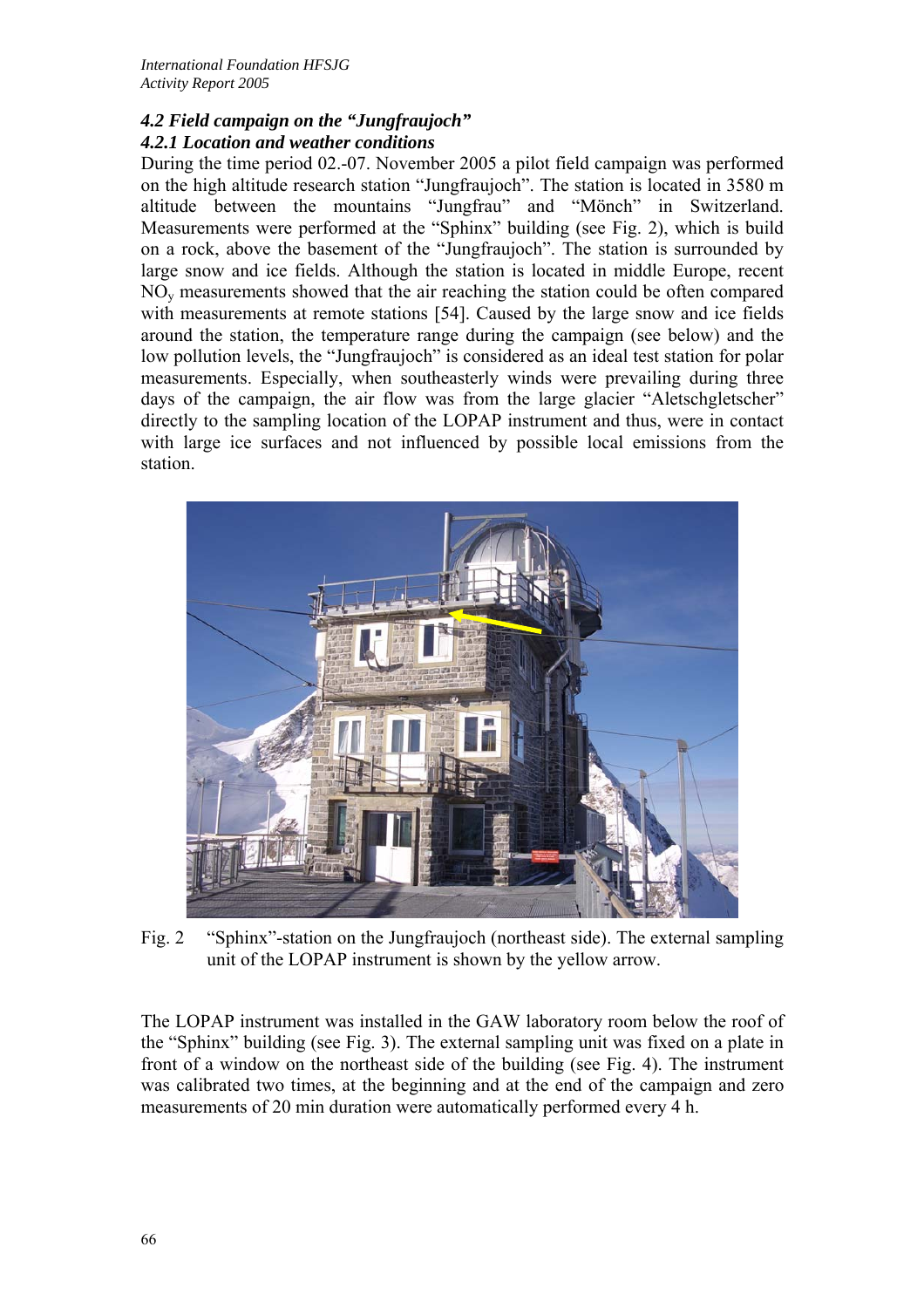### *4.2 Field campaign on the "Jungfraujoch"*

### *4.2.1 Location and weather conditions*

During the time period 02.-07. November 2005 a pilot field campaign was performed on the high altitude research station "Jungfraujoch". The station is located in 3580 m altitude between the mountains "Jungfrau" and "Mönch" in Switzerland. Measurements were performed at the "Sphinx" building (see Fig. 2), which is build on a rock, above the basement of the "Jungfraujoch". The station is surrounded by large snow and ice fields. Although the station is located in middle Europe, recent $NO_y$ measurements showed that the air reaching the station could be often compared with measurements at remote stations [54]. Caused by the large snow and ice fields around the station, the temperature range during the campaign (see below) and the low pollution levels, the "Jungfraujoch" is considered as an ideal test station for polar measurements. Especially, when southeasterly winds were prevailing during three days of the campaign, the air flow was from the large glacier "Aletschgletscher" directly to the sampling location of the LOPAP instrument and thus, were in contact with large ice surfaces and not influenced by possible local emissions from the station.

Fig. 2 "Sphinx"-station on the Jungfraujoch (northeast side). The external sampling unit of the LOPAP instrument is shown by the yellow arrow.

The LOPAP instrument was installed in the GAW laboratory room below the roof of the "Sphinx" building (see Fig. 3). The external sampling unit was fixed on a plate in front of a window on the northeast side of the building (see Fig. 4). The instrument was calibrated two times, at the beginning and at the end of the campaign and zero measurements of 20 min duration were automatically performed every 4 h.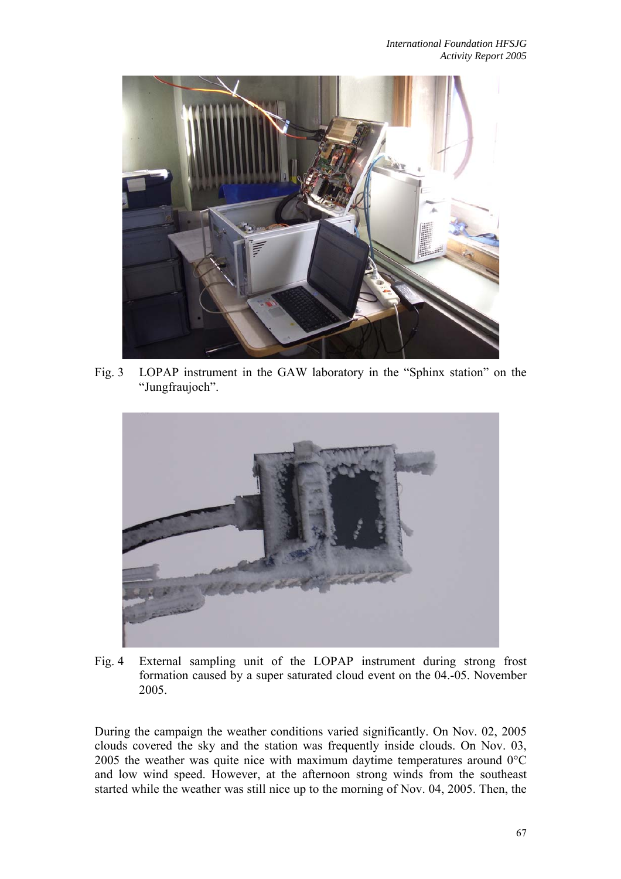Fig. 3 LOPAP instrument in the GAW laboratory in the "Sphinx station" on the "Jungfraujoch".

Fig. 4 External sampling unit of the LOPAP instrument during strong frost formation caused by a super saturated cloud event on the 04.-05. November 2005.

During the campaign the weather conditions varied significantly. On Nov. 02, 2005 clouds covered the sky and the station was frequently inside clouds. On Nov. 03, 2005 the weather was quite nice with maximum daytime temperatures around 0°C and low wind speed. However, at the afternoon strong winds from the southeast started while the weather was still nice up to the morning of Nov. 04, 2005. Then, the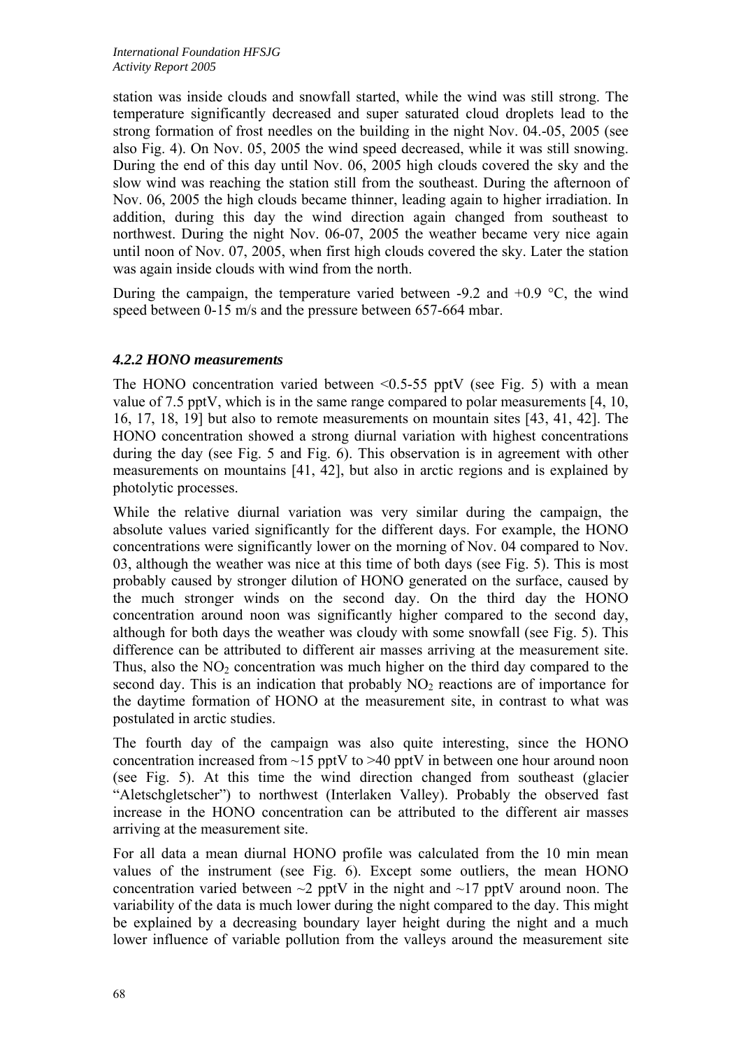station was inside clouds and snowfall started, while the wind was still strong. The temperature significantly decreased and super saturated cloud droplets lead to the strong formation of frost needles on the building in the night Nov. 04.-05, 2005 (see also Fig. 4). On Nov. 05, 2005 the wind speed decreased, while it was still snowing. During the end of this day until Nov. 06, 2005 high clouds covered the sky and the slow wind was reaching the station still from the southeast. During the afternoon of Nov. 06, 2005 the high clouds became thinner, leading again to higher irradiation. In addition, during this day the wind direction again changed from southeast to northwest. During the night Nov. 06-07, 2005 the weather became very nice again until noon of Nov. 07, 2005, when first high clouds covered the sky. Later the station was again inside clouds with wind from the north.

During the campaign, the temperature varied between -9.2 and +0.9 °C, the wind speed between 0-15 m/s and the pressure between 657-664 mbar.

### *4.2.2 HONO measurements*

The HONO concentration varied between <0.5-55 pptV (see Fig. 5) with a mean value of 7.5 pptV, which is in the same range compared to polar measurements [4, 10, 16, 17, 18, 19] but also to remote measurements on mountain sites [43, 41, 42]. The HONO concentration showed a strong diurnal variation with highest concentrations during the day (see Fig. 5 and Fig. 6). This observation is in agreement with other measurements on mountains [41, 42], but also in arctic regions and is explained by photolytic processes.

While the relative diurnal variation was very similar during the campaign, the absolute values varied significantly for the different days. For example, the HONO concentrations were significantly lower on the morning of Nov. 04 compared to Nov. 03, although the weather was nice at this time of both days (see Fig. 5). This is most probably caused by stronger dilution of HONO generated on the surface, caused by the much stronger winds on the second day. On the third day the HONO concentration around noon was significantly higher compared to the second day, although for both days the weather was cloudy with some snowfall (see Fig. 5). This difference can be attributed to different air masses arriving at the measurement site. Thus, also the $NO_2$ concentration was much higher on the third day compared to the second day. This is an indication that probably $NO_2$ reactions are of importance for the daytime formation of HONO at the measurement site, in contrast to what was postulated in arctic studies.

The fourth day of the campaign was also quite interesting, since the HONO concentration increased from ~15 pptV to >40 pptV in between one hour around noon (see Fig. 5). At this time the wind direction changed from southeast (glacier "Aletschgletscher") to northwest (Interlaken Valley). Probably the observed fast increase in the HONO concentration can be attributed to the different air masses arriving at the measurement site.

For all data a mean diurnal HONO profile was calculated from the 10 min mean values of the instrument (see Fig. 6). Except some outliers, the mean HONO concentration varied between ~2 pptV in the night and ~17 pptV around noon. The variability of the data is much lower during the night compared to the day. This might be explained by a decreasing boundary layer height during the night and a much lower influence of variable pollution from the valleys around the measurement site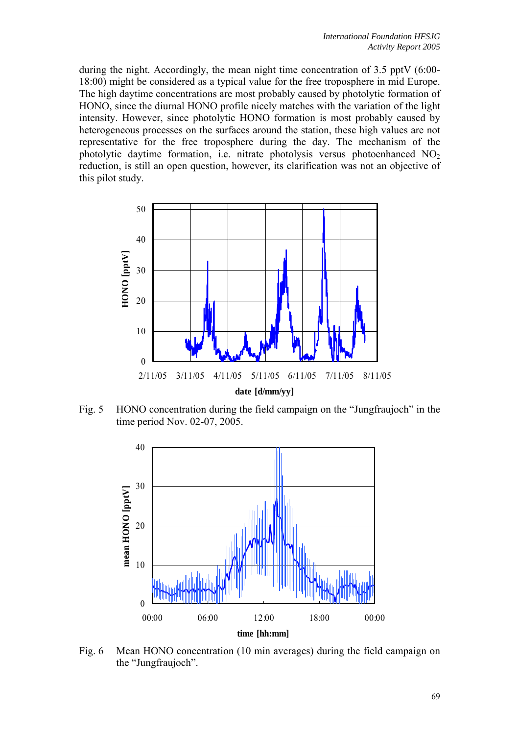during the night. Accordingly, the mean night time concentration of 3.5 pptV (6:00-18:00) might be considered as a typical value for the free troposphere in mid Europe. The high daytime concentrations are most probably caused by photolytic formation of HONO, since the diurnal HONO profile nicely matches with the variation of the light intensity. However, since photolytic HONO formation is most probably caused by heterogeneous processes on the surfaces around the station, these high values are not representative for the free troposphere during the day. The mechanism of the photolytic daytime formation, i.e. nitrate photolysis versus photoenhanced $NO_2$ reduction, is still an open question, however, its clarification was not an objective of this pilot study.

Fig. 5 HONO concentration during the field campaign on the "Jungfraujoch" in the time period Nov. 02-07, 2005.

Fig. 6 Mean HONO concentration (10 min averages) during the field campaign on the "Jungfraujoch".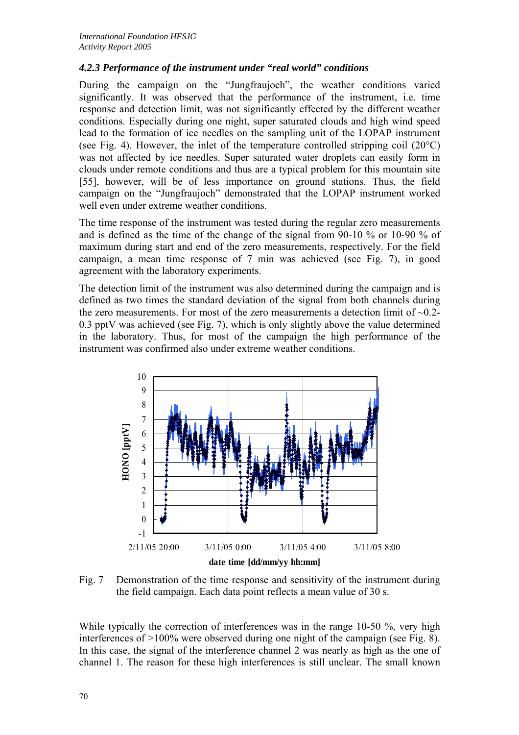### *4.2.3 Performance of the instrument under "real world" conditions*

During the campaign on the "Jungfraujoch", the weather conditions varied significantly. It was observed that the performance of the instrument, i.e. time response and detection limit, was not significantly effected by the different weather conditions. Especially during one night, super saturated clouds and high wind speed lead to the formation of ice needles on the sampling unit of the LOPAP instrument (see Fig. 4). However, the inlet of the temperature controlled stripping coil (20°C) was not affected by ice needles. Super saturated water droplets can easily form in clouds under remote conditions and thus are a typical problem for this mountain site [55], however, will be of less importance on ground stations. Thus, the field campaign on the "Jungfraujoch" demonstrated that the LOPAP instrument worked well even under extreme weather conditions.

The time response of the instrument was tested during the regular zero measurements and is defined as the time of the change of the signal from 90-10 % or 10-90 % of maximum during start and end of the zero measurements, respectively. For the field campaign, a mean time response of 7 min was achieved (see Fig. 7), in good agreement with the laboratory experiments.

The detection limit of the instrument was also determined during the campaign and is defined as two times the standard deviation of the signal from both channels during the zero measurements. For most of the zero measurements a detection limit of ~0.2-0.3 pptV was achieved (see Fig. 7), which is only slightly above the value determined in the laboratory. Thus, for most of the campaign the high performance of the instrument was confirmed also under extreme weather conditions.

Fig. 7 Demonstration of the time response and sensitivity of the instrument during the field campaign. Each data point reflects a mean value of 30 s.

While typically the correction of interferences was in the range 10-50 %, very high interferences of >100% were observed during one night of the campaign (see Fig. 8). In this case, the signal of the interference channel 2 was nearly as high as the one of channel 1. The reason for these high interferences is still unclear. The small known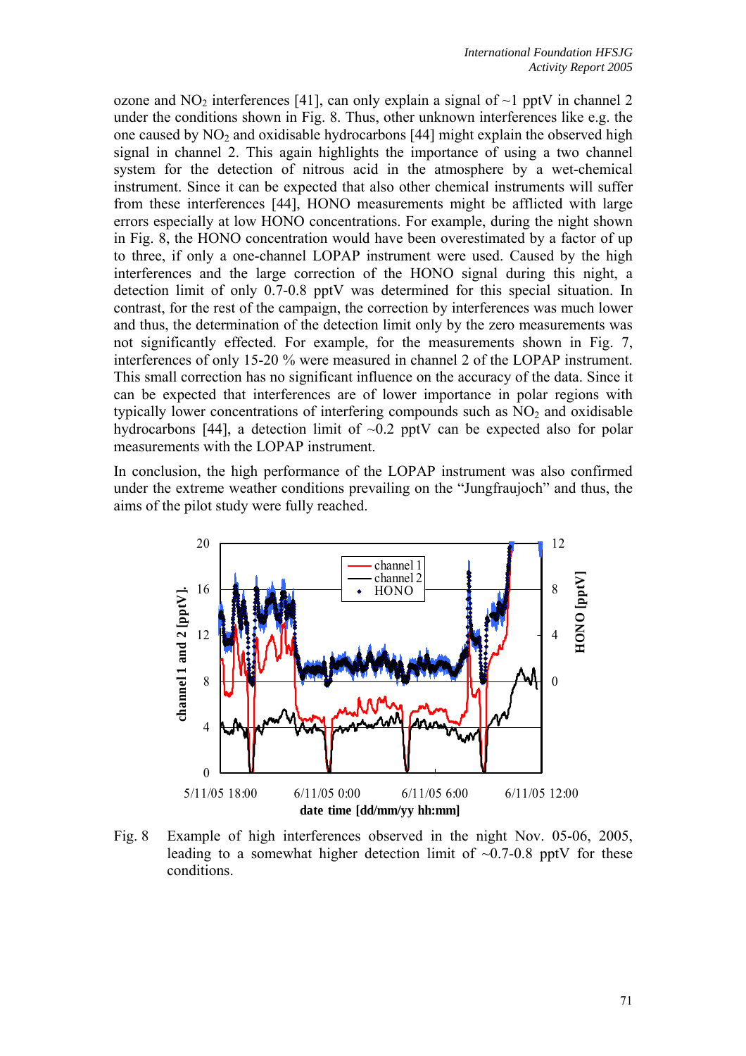ozone and $NO_2$ interferences [41], can only explain a signal of ~1 pptV in channel 2 under the conditions shown in Fig. 8. Thus, other unknown interferences like e.g. the one caused by $NO_2$ and oxidisable hydrocarbons [44] might explain the observed high signal in channel 2. This again highlights the importance of using a two channel system for the detection of nitrous acid in the atmosphere by a wet-chemical instrument. Since it can be expected that also other chemical instruments will suffer from these interferences [44], HONO measurements might be afflicted with large errors especially at low HONO concentrations. For example, during the night shown in Fig. 8, the HONO concentration would have been overestimated by a factor of up to three, if only a one-channel LOPAP instrument were used. Caused by the high interferences and the large correction of the HONO signal during this night, a detection limit of only 0.7-0.8 pptV was determined for this special situation. In contrast, for the rest of the campaign, the correction by interferences was much lower and thus, the determination of the detection limit only by the zero measurements was not significantly effected. For example, for the measurements shown in Fig. 7, interferences of only 15-20 % were measured in channel 2 of the LOPAP instrument. This small correction has no significant influence on the accuracy of the data. Since it can be expected that interferences are of lower importance in polar regions with typically lower concentrations of interfering compounds such as $NO_2$ and oxidisable hydrocarbons [44], a detection limit of ~0.2 pptV can be expected also for polar measurements with the LOPAP instrument.

In conclusion, the high performance of the LOPAP instrument was also confirmed under the extreme weather conditions prevailing on the "Jungfraujoch" and thus, the aims of the pilot study were fully reached.

Fig. 8 Example of high interferences observed in the night Nov. 05-06, 2005, leading to a somewhat higher detection limit of ~0.7-0.8 pptV for these conditions.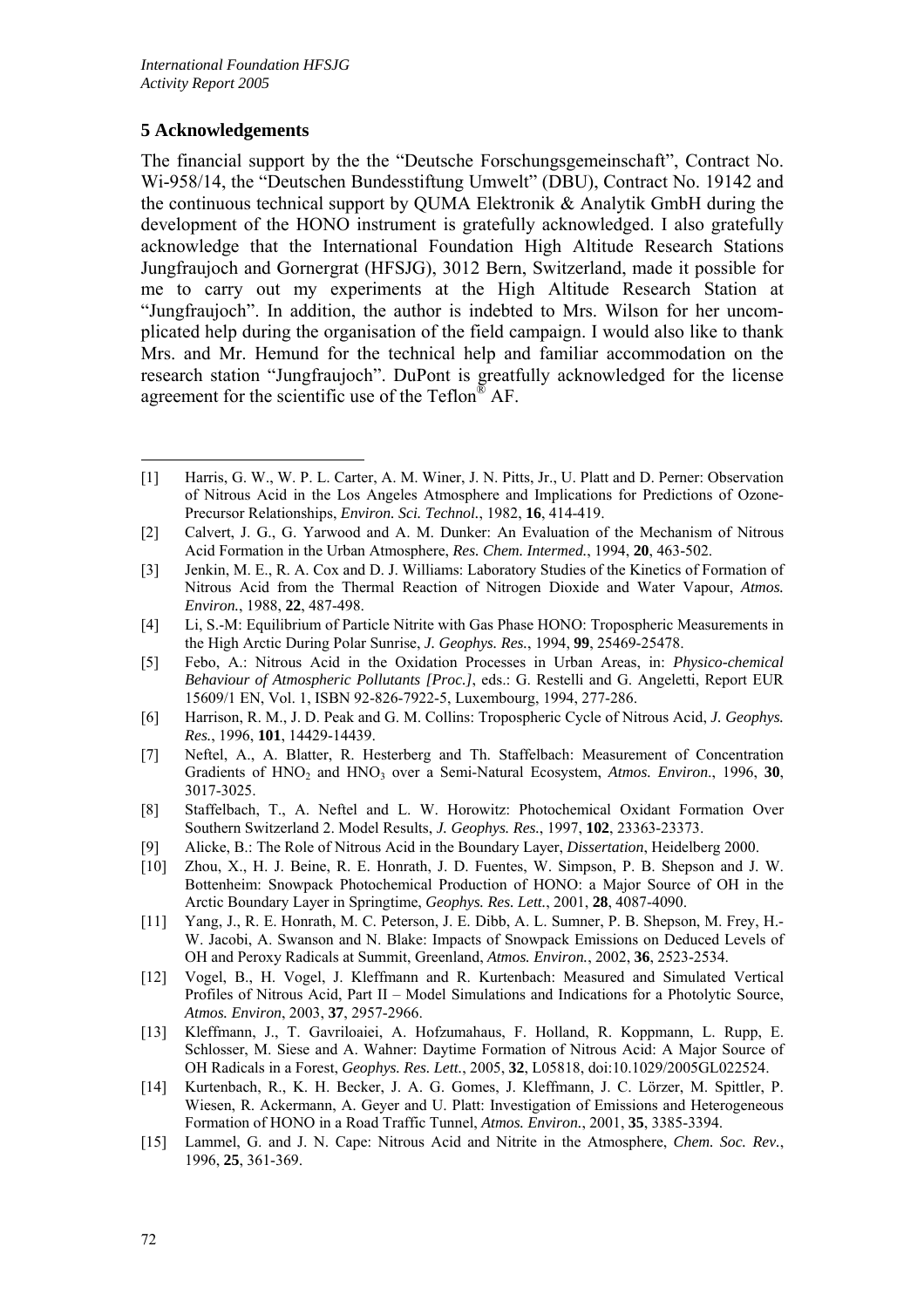## 5 Acknowledgements

The financial support by the the "Deutsche Forschungsgemeinschaft", Contract No. Wi-958/14, the "Deutschen Bundesstiftung Umwelt" (DBU), Contract No. 19142 and the continuous technical support by QUMA Elektronik & Analytik GmbH during the development of the HONO instrument is gratefully acknowledged. I also gratefully acknowledge that the International Foundation High Altitude Research Stations Jungfraujoch and Gornergrat (HFSJG), 3012 Bern, Switzerland, made it possible for me to carry out my experiments at the High Altitude Research Station at "Jungfraujoch". In addition, the author is indebted to Mrs. Wilson for her uncomplicated help during the organisation of the field campaign. I would also like to thank Mrs. and Mr. Hemund for the technical help and familiar accommodation on the research station "Jungfraujoch". DuPont is greatfully acknowledged for the license agreement for the scientific use of the Teflon® AF.

---

[1] Harris, G. W., W. P. L. Carter, A. M. Winer, J. N. Pitts, Jr., U. Platt and D. Perner: Observation of Nitrous Acid in the Los Angeles Atmosphere and Implications for Predictions of Ozone-Precursor Relationships, *Environ. Sci. Technol.*, 1982, **16**, 414-419.

[2] Calvert, J. G., G. Yarwood and A. M. Dunker: An Evaluation of the Mechanism of Nitrous Acid Formation in the Urban Atmosphere, *Res. Chem. Intermed.*, 1994, **20**, 463-502.

[3] Jenkin, M. E., R. A. Cox and D. J. Williams: Laboratory Studies of the Kinetics of Formation of Nitrous Acid from the Thermal Reaction of Nitrogen Dioxide and Water Vapour, *Atmos. Environ.*, 1988, **22**, 487-498.

[4] Li, S.-M: Equilibrium of Particle Nitrite with Gas Phase HONO: Tropospheric Measurements in the High Arctic During Polar Sunrise, *J. Geophys. Res.*, 1994, **99**, 25469-25478.

[5] Febo, A.: Nitrous Acid in the Oxidation Processes in Urban Areas, in: *Physico-chemical Behaviour of Atmospheric Pollutants [Proc.]*, eds.: G. Restelli and G. Angeletti, Report EUR 15609/1 EN, Vol. 1, ISBN 92-826-7922-5, Luxembourg, 1994, 277-286.

[6] Harrison, R. M., J. D. Peak and G. M. Collins: Tropospheric Cycle of Nitrous Acid, *J. Geophys. Res.*, 1996, **101**, 14429-14439.

[7] Neftel, A., A. Blatter, R. Hesterberg and Th. Staffelbach: Measurement of Concentration Gradients of $HNO_2$ and $HNO_3$ over a Semi-Natural Ecosystem, *Atmos. Environ.*, 1996, **30**, 3017-3025.

[8] Staffelbach, T., A. Neftel and L. W. Horowitz: Photochemical Oxidant Formation Over Southern Switzerland 2. Model Results, *J. Geophys. Res.*, 1997, **102**, 23363-23373.

[9] Alicke, B.: The Role of Nitrous Acid in the Boundary Layer, *Dissertation*, Heidelberg 2000.

[10] Zhou, X., H. J. Beine, R. E. Honrath, J. D. Fuentes, W. Simpson, P. B. Shepson and J. W. Bottenheim: Snowpack Photochemical Production of HONO: a Major Source of OH in the Arctic Boundary Layer in Springtime, *Geophys. Res. Lett.*, 2001, **28**, 4087-4090.

[11] Yang, J., R. E. Honrath, M. C. Peterson, J. E. Dibb, A. L. Sumner, P. B. Shepson, M. Frey, H.-W. Jacobi, A. Swanson and N. Blake: Impacts of Snowpack Emissions on Deduced Levels of OH and Peroxy Radicals at Summit, Greenland, *Atmos. Environ.*, 2002, **36**, 2523-2534.

[12] Vogel, B., H. Vogel, J. Kleffmann and R. Kurtenbach: Measured and Simulated Vertical Profiles of Nitrous Acid, Part II – Model Simulations and Indications for a Photolytic Source, *Atmos. Environ*, 2003, **37**, 2957-2966.

[13] Kleffmann, J., T. Gavriloaiei, A. Hofzumahaus, F. Holland, R. Koppmann, L. Rupp, E. Schlosser, M. Siese and A. Wahner: Daytime Formation of Nitrous Acid: A Major Source of OH Radicals in a Forest, *Geophys. Res. Lett.*, 2005, **32**, L05818, doi:10.1029/2005GL022524.

[14] Kurtenbach, R., K. H. Becker, J. A. G. Gomes, J. Kleffmann, J. C. Lörzer, M. Spittler, P. Wiesen, R. Ackermann, A. Geyer and U. Platt: Investigation of Emissions and Heterogeneous Formation of HONO in a Road Traffic Tunnel, *Atmos. Environ.*, 2001, **35**, 3385-3394.

[15] Lammel, G. and J. N. Cape: Nitrous Acid and Nitrite in the Atmosphere, *Chem. Soc. Rev.*, 1996, **25**, 361-369.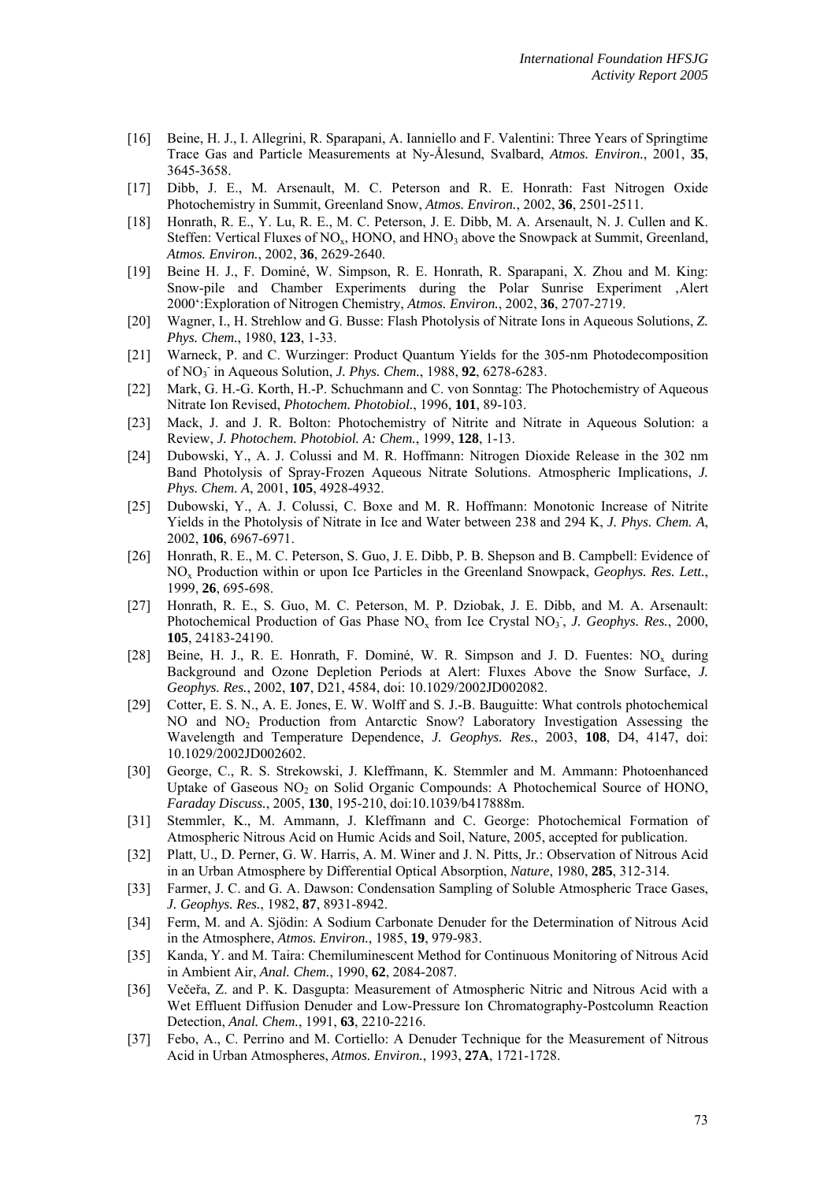[16] Beine, H. J., I. Allegrini, R. Sparapani, A. Ianniello and F. Valentini: Three Years of Springtime Trace Gas and Particle Measurements at Ny-Ålesund, Svalbard, *Atmos. Environ.*, 2001, **35**, 3645-3658.

[17] Dibb, J. E., M. Arsenault, M. C. Peterson and R. E. Honrath: Fast Nitrogen Oxide Photochemistry in Summit, Greenland Snow, *Atmos. Environ.*, 2002, **36**, 2501-2511.

[18] Honrath, R. E., Y. Lu, R. E., M. C. Peterson, J. E. Dibb, M. A. Arsenault, N. J. Cullen and K. Steffen: Vertical Fluxes of $NO_x$, HONO, and $HNO_3$ above the Snowpack at Summit, Greenland, *Atmos. Environ.*, 2002, **36**, 2629-2640.

[19] Beine H. J., F. Dominé, W. Simpson, R. E. Honrath, R. Sparapani, X. Zhou and M. King: Snow-pile and Chamber Experiments during the Polar Sunrise Experiment ‚Alert 2000':Exploration of Nitrogen Chemistry, *Atmos. Environ.*, 2002, **36**, 2707-2719.

[20] Wagner, I., H. Strehlow and G. Busse: Flash Photolysis of Nitrate Ions in Aqueous Solutions, *Z. Phys. Chem.*, 1980, **123**, 1-33.

[21] Warneck, P. and C. Wurzinger: Product Quantum Yields for the 305-nm Photodecomposition of $NO_3^-$ in Aqueous Solution, *J. Phys. Chem.*, 1988, **92**, 6278-6283.

[22] Mark, G. H.-G. Korth, H.-P. Schuchmann and C. von Sonntag: The Photochemistry of Aqueous Nitrate Ion Revised, *Photochem. Photobiol.*, 1996, **101**, 89-103.

[23] Mack, J. and J. R. Bolton: Photochemistry of Nitrite and Nitrate in Aqueous Solution: a Review, *J. Photochem. Photobiol. A: Chem.*, 1999, **128**, 1-13.

[24] Dubowski, Y., A. J. Colussi and M. R. Hoffmann: Nitrogen Dioxide Release in the 302 nm Band Photolysis of Spray-Frozen Aqueous Nitrate Solutions. Atmospheric Implications, *J. Phys. Chem. A*, 2001, **105**, 4928-4932.

[25] Dubowski, Y., A. J. Colussi, C. Boxe and M. R. Hoffmann: Monotonic Increase of Nitrite Yields in the Photolysis of Nitrate in Ice and Water between 238 and 294 K, *J. Phys. Chem. A*, 2002, **106**, 6967-6971.

[26] Honrath, R. E., M. C. Peterson, S. Guo, J. E. Dibb, P. B. Shepson and B. Campbell: Evidence of $NO_x$ Production within or upon Ice Particles in the Greenland Snowpack, *Geophys. Res. Lett.*, 1999, **26**, 695-698.

[27] Honrath, R. E., S. Guo, M. C. Peterson, M. P. Dziobak, J. E. Dibb, and M. A. Arsenault: Photochemical Production of Gas Phase $NO_x$ from Ice Crystal $NO_3^-$, *J. Geophys. Res.*, 2000, **105**, 24183-24190.

[28] Beine, H. J., R. E. Honrath, F. Dominé, W. R. Simpson and J. D. Fuentes: $NO_x$ during Background and Ozone Depletion Periods at Alert: Fluxes Above the Snow Surface, *J. Geophys. Res.*, 2002, **107**, D21, 4584, doi: 10.1029/2002JD002082.

[29] Cotter, E. S. N., A. E. Jones, E. W. Wolff and S. J.-B. Bauguitte: What controls photochemical NO and $NO_2$ Production from Antarctic Snow? Laboratory Investigation Assessing the Wavelength and Temperature Dependence, *J. Geophys. Res.*, 2003, **108**, D4, 4147, doi: 10.1029/2002JD002602.

[30] George, C., R. S. Strekowski, J. Kleffmann, K. Stemmler and M. Ammann: Photoenhanced Uptake of Gaseous $NO_2$ on Solid Organic Compounds: A Photochemical Source of HONO, *Faraday Discuss.*, 2005, **130**, 195-210, doi:10.1039/b417888m.

[31] Stemmler, K., M. Ammann, J. Kleffmann and C. George: Photochemical Formation of Atmospheric Nitrous Acid on Humic Acids and Soil, Nature, 2005, accepted for publication.

[32] Platt, U., D. Perner, G. W. Harris, A. M. Winer and J. N. Pitts, Jr.: Observation of Nitrous Acid in an Urban Atmosphere by Differential Optical Absorption, *Nature*, 1980, **285**, 312-314.

[33] Farmer, J. C. and G. A. Dawson: Condensation Sampling of Soluble Atmospheric Trace Gases, *J. Geophys. Res.*, 1982, **87**, 8931-8942.

[34] Ferm, M. and A. Sjödin: A Sodium Carbonate Denuder for the Determination of Nitrous Acid in the Atmosphere, *Atmos. Environ.*, 1985, **19**, 979-983.

[35] Kanda, Y. and M. Taira: Chemiluminescent Method for Continuous Monitoring of Nitrous Acid in Ambient Air, *Anal. Chem.*, 1990, **62**, 2084-2087.

[36] Večeřa, Z. and P. K. Dasgupta: Measurement of Atmospheric Nitric and Nitrous Acid with a Wet Effluent Diffusion Denuder and Low-Pressure Ion Chromatography-Postcolumn Reaction Detection, *Anal. Chem.*, 1991, **63**, 2210-2216.

[37] Febo, A., C. Perrino and M. Cortiello: A Denuder Technique for the Measurement of Nitrous Acid in Urban Atmospheres, *Atmos. Environ.*, 1993, **27A**, 1721-1728.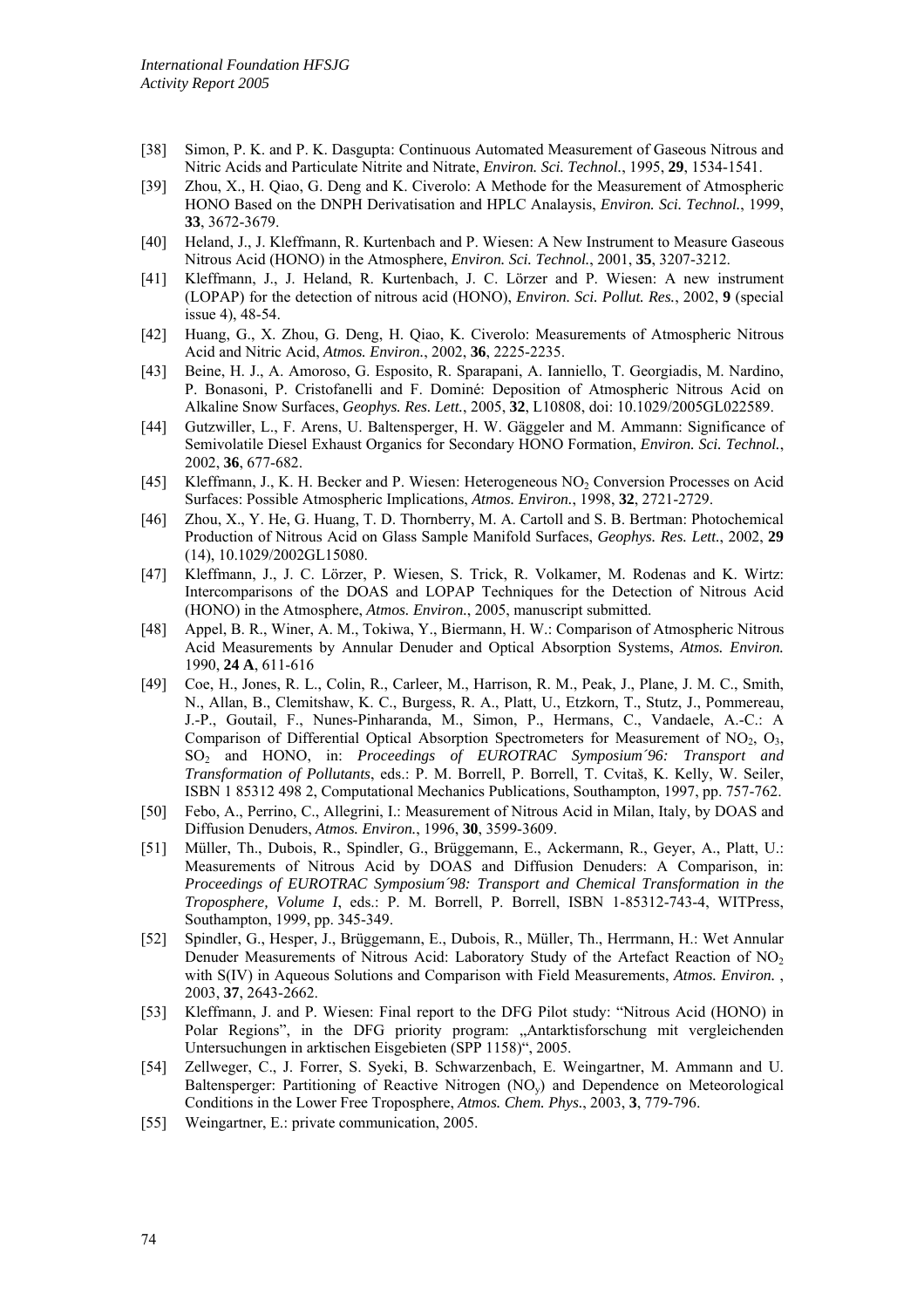[38] Simon, P. K. and P. K. Dasgupta: Continuous Automated Measurement of Gaseous Nitrous and Nitric Acids and Particulate Nitrite and Nitrate, *Environ. Sci. Technol.*, 1995, **29**, 1534-1541.

[39] Zhou, X., H. Qiao, G. Deng and K. Civerolo: A Methode for the Measurement of Atmospheric HONO Based on the DNPH Derivatisation and HPLC Analaysis, *Environ. Sci. Technol.*, 1999, **33**, 3672-3679.

[40] Heland, J., J. Kleffmann, R. Kurtenbach and P. Wiesen: A New Instrument to Measure Gaseous Nitrous Acid (HONO) in the Atmosphere, *Environ. Sci. Technol.*, 2001, **35**, 3207-3212.

[41] Kleffmann, J., J. Heland, R. Kurtenbach, J. C. Lörzer and P. Wiesen: A new instrument (LOPAP) for the detection of nitrous acid (HONO), *Environ. Sci. Pollut. Res.*, 2002, **9** (special issue 4), 48-54.

[42] Huang, G., X. Zhou, G. Deng, H. Qiao, K. Civerolo: Measurements of Atmospheric Nitrous Acid and Nitric Acid, *Atmos. Environ.*, 2002, **36**, 2225-2235.

[43] Beine, H. J., A. Amoroso, G. Esposito, R. Sparapani, A. Ianniello, T. Georgiadis, M. Nardino, P. Bonasoni, P. Cristofanelli and F. Dominé: Deposition of Atmospheric Nitrous Acid on Alkaline Snow Surfaces, *Geophys. Res. Lett.*, 2005, **32**, L10808, doi: 10.1029/2005GL022589.

[44] Gutzwiller, L., F. Arens, U. Baltensperger, H. W. Gäggeler and M. Ammann: Significance of Semivolatile Diesel Exhaust Organics for Secondary HONO Formation, *Environ. Sci. Technol.*, 2002, **36**, 677-682.

[45] Kleffmann, J., K. H. Becker and P. Wiesen: Heterogeneous $NO_2$ Conversion Processes on Acid Surfaces: Possible Atmospheric Implications, *Atmos. Environ.*, 1998, **32**, 2721-2729.

[46] Zhou, X., Y. He, G. Huang, T. D. Thornberry, M. A. Cartoll and S. B. Bertman: Photochemical Production of Nitrous Acid on Glass Sample Manifold Surfaces, *Geophys. Res. Lett.*, 2002, **29** (14), 10.1029/2002GL15080.

[47] Kleffmann, J., J. C. Lörzer, P. Wiesen, S. Trick, R. Volkamer, M. Rodenas and K. Wirtz: Intercomparisons of the DOAS and LOPAP Techniques for the Detection of Nitrous Acid (HONO) in the Atmosphere, *Atmos. Environ.*, 2005, manuscript submitted.

[48] Appel, B. R., Winer, A. M., Tokiwa, Y., Biermann, H. W.: Comparison of Atmospheric Nitrous Acid Measurements by Annular Denuder and Optical Absorption Systems, *Atmos. Environ.* 1990, **24 A**, 611-616

[49] Coe, H., Jones, R. L., Colin, R., Carleer, M., Harrison, R. M., Peak, J., Plane, J. M. C., Smith, N., Allan, B., Clemitshaw, K. C., Burgess, R. A., Platt, U., Etzkorn, T., Stutz, J., Pommereau, J.-P., Goutail, F., Nunes-Pinharanda, M., Simon, P., Hermans, C., Vandaele, A.-C.: A Comparison of Differential Optical Absorption Spectrometers for Measurement of $NO_2$, $O_3$, $SO_2$ and HONO, in: *Proceedings of EUROTRAC Symposium´96: Transport and Transformation of Pollutants*, eds.: P. M. Borrell, P. Borrell, T. Cvitaš, K. Kelly, W. Seiler, ISBN 1 85312 498 2, Computational Mechanics Publications, Southampton, 1997, pp. 757-762.

[50] Febo, A., Perrino, C., Allegrini, I.: Measurement of Nitrous Acid in Milan, Italy, by DOAS and Diffusion Denuders, *Atmos. Environ.*, 1996, **30**, 3599-3609.

[51] Müller, Th., Dubois, R., Spindler, G., Brüggemann, E., Ackermann, R., Geyer, A., Platt, U.: Measurements of Nitrous Acid by DOAS and Diffusion Denuders: A Comparison, in: *Proceedings of EUROTRAC Symposium´98: Transport and Chemical Transformation in the Troposphere, Volume I*, eds.: P. M. Borrell, P. Borrell, ISBN 1-85312-743-4, WITPress, Southampton, 1999, pp. 345-349.

[52] Spindler, G., Hesper, J., Brüggemann, E., Dubois, R., Müller, Th., Herrmann, H.: Wet Annular Denuder Measurements of Nitrous Acid: Laboratory Study of the Artefact Reaction of $NO_2$ with S(IV) in Aqueous Solutions and Comparison with Field Measurements, *Atmos. Environ.* , 2003, **37**, 2643-2662.

[53] Kleffmann, J. and P. Wiesen: Final report to the DFG Pilot study: "Nitrous Acid (HONO) in Polar Regions", in the DFG priority program: „Antarktisforschung mit vergleichenden Untersuchungen in arktischen Eisgebieten (SPP 1158)", 2005.

[54] Zellweger, C., J. Forrer, S. Syeki, B. Schwarzenbach, E. Weingartner, M. Ammann and U. Baltensperger: Partitioning of Reactive Nitrogen ($NO_y$) and Dependence on Meteorological Conditions in the Lower Free Troposphere, *Atmos. Chem. Phys.*, 2003, **3**, 779-796.

[55] Weingartner, E.: private communication, 2005.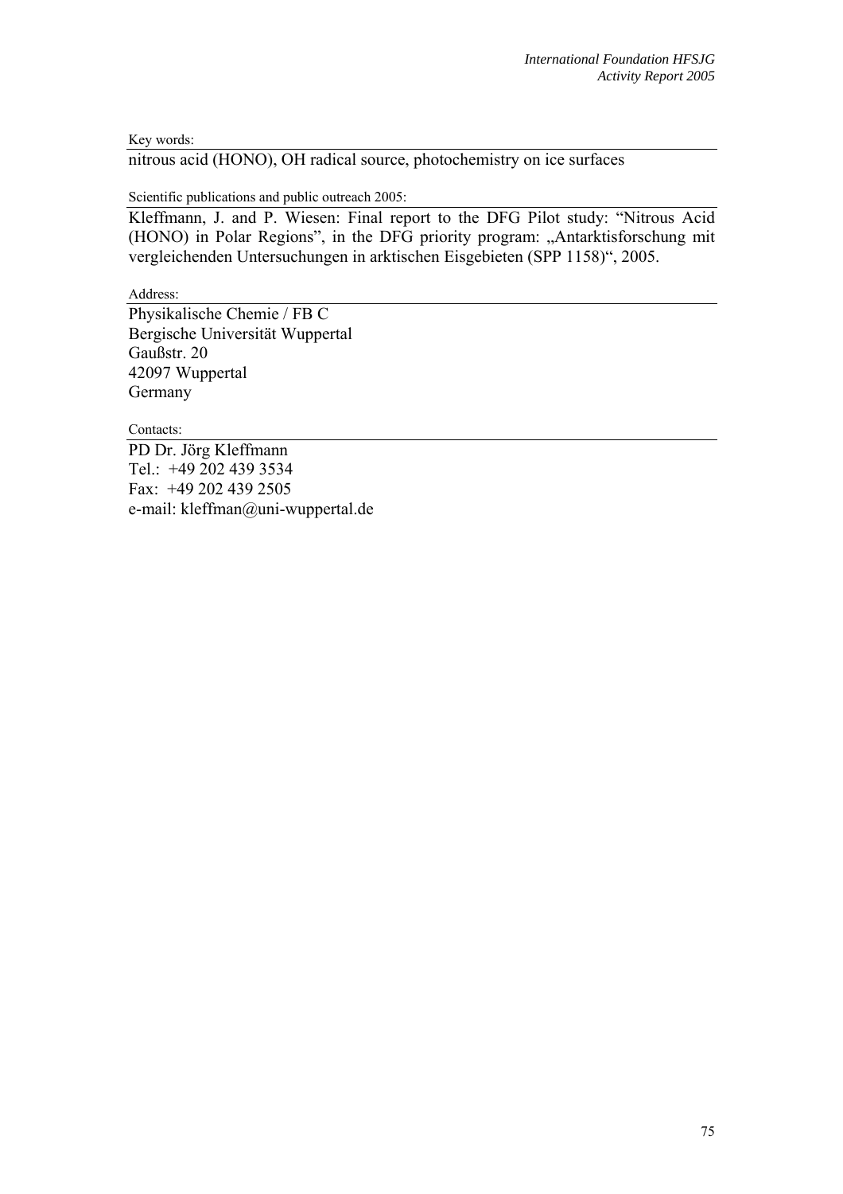Key words:

nitrous acid (HONO), OH radical source, photochemistry on ice surfaces

Scientific publications and public outreach 2005:

Kleffmann, J. and P. Wiesen: Final report to the DFG Pilot study: "Nitrous Acid (HONO) in Polar Regions", in the DFG priority program: „Antarktisforschung mit vergleichenden Untersuchungen in arktischen Eisgebieten (SPP 1158)", 2005.

Address:

Physikalische Chemie / FB C
Bergische Universität Wuppertal
Gaußstr. 20
42097 Wuppertal
Germany

Contacts:

PD Dr. Jörg Kleffmann
Tel.: +49 202 439 3534
Fax: +49 202 439 2505
e-mail: kleffman@uni-wuppertal.de